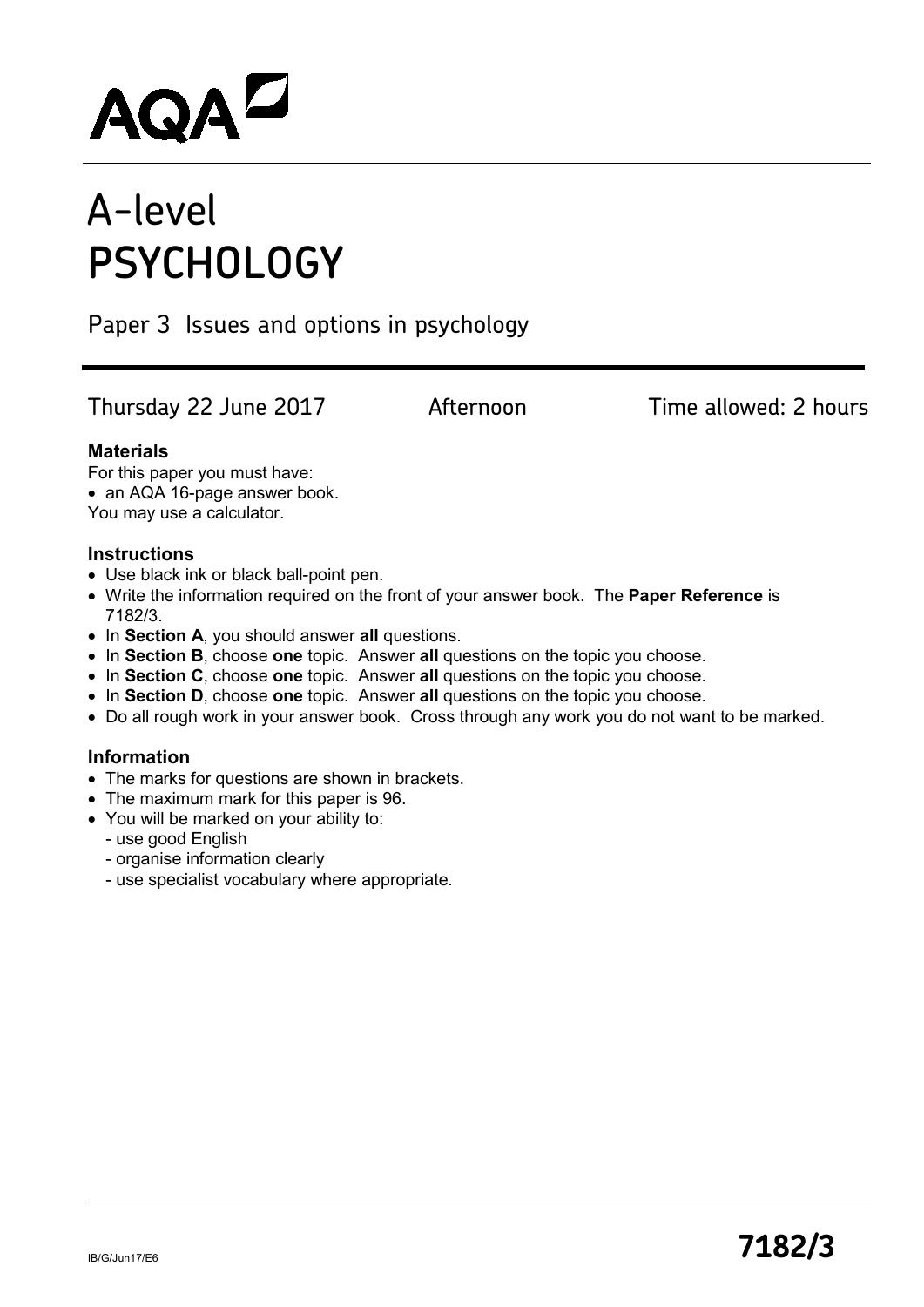AQA

# A-level PSYCHOLOGY

Paper 3 Issues and options in psychology

Thursday 22 June 2017 Afternoon Time allowed: 2 hours

**Materials**

For this paper you must have:

- an AQA 16-page answer book.

You may use a calculator.

**Instructions**

- Use black ink or black ball-point pen.
- Write the information required on the front of your answer book. The **Paper Reference** is 7182/3.
- In **Section A**, you should answer **all** questions.
- In **Section B**, choose **one** topic. Answer **all** questions on the topic you choose.
- In **Section C**, choose **one** topic. Answer **all** questions on the topic you choose.
- In **Section D**, choose **one** topic. Answer **all** questions on the topic you choose.
- Do all rough work in your answer book. Cross through any work you do not want to be marked.

**Information**

- The marks for questions are shown in brackets.
- The maximum mark for this paper is 96.
- You will be marked on your ability to:
  - use good English
  - organise information clearly
  - use specialist vocabulary where appropriate.

IB/G/Jun17/E6

**7182/3**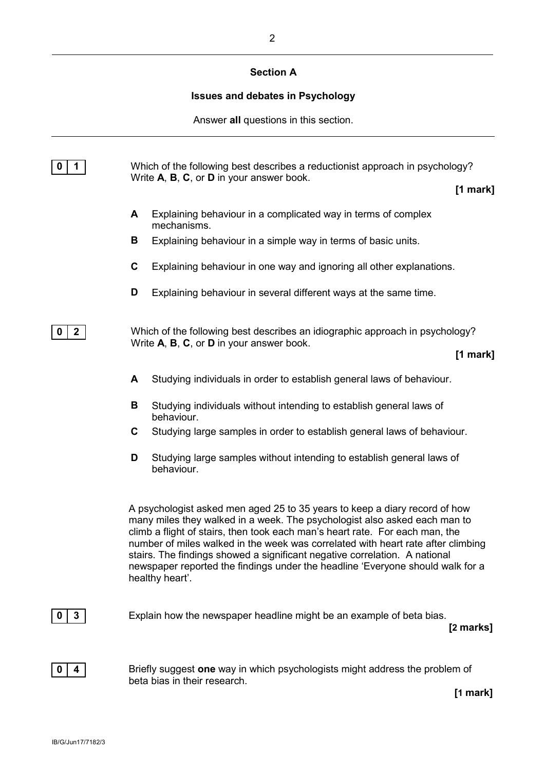## Section A

### Issues and debates in Psychology

Answer **all** questions in this section.

---

**0 1** Which of the following best describes a reductionist approach in psychology? Write **A**, **B**, **C**, or **D** in your answer book.

**[1 mark]**

- **A** Explaining behaviour in a complicated way in terms of complex mechanisms.
- **B** Explaining behaviour in a simple way in terms of basic units.
- **C** Explaining behaviour in one way and ignoring all other explanations.
- **D** Explaining behaviour in several different ways at the same time.

**0 2** Which of the following best describes an idiographic approach in psychology? Write **A**, **B**, **C**, or **D** in your answer book.

**[1 mark]**

- **A** Studying individuals in order to establish general laws of behaviour.
- **B** Studying individuals without intending to establish general laws of behaviour.
- **C** Studying large samples in order to establish general laws of behaviour.
- **D** Studying large samples without intending to establish general laws of behaviour.

A psychologist asked men aged 25 to 35 years to keep a diary record of how many miles they walked in a week. The psychologist also asked each man to climb a flight of stairs, then took each man's heart rate. For each man, the number of miles walked in the week was correlated with heart rate after climbing stairs. The findings showed a significant negative correlation. A national newspaper reported the findings under the headline 'Everyone should walk for a healthy heart'.

**0 3** Explain how the newspaper headline might be an example of beta bias.

**[2 marks]**

**0 4** Briefly suggest **one** way in which psychologists might address the problem of beta bias in their research.

**[1 mark]**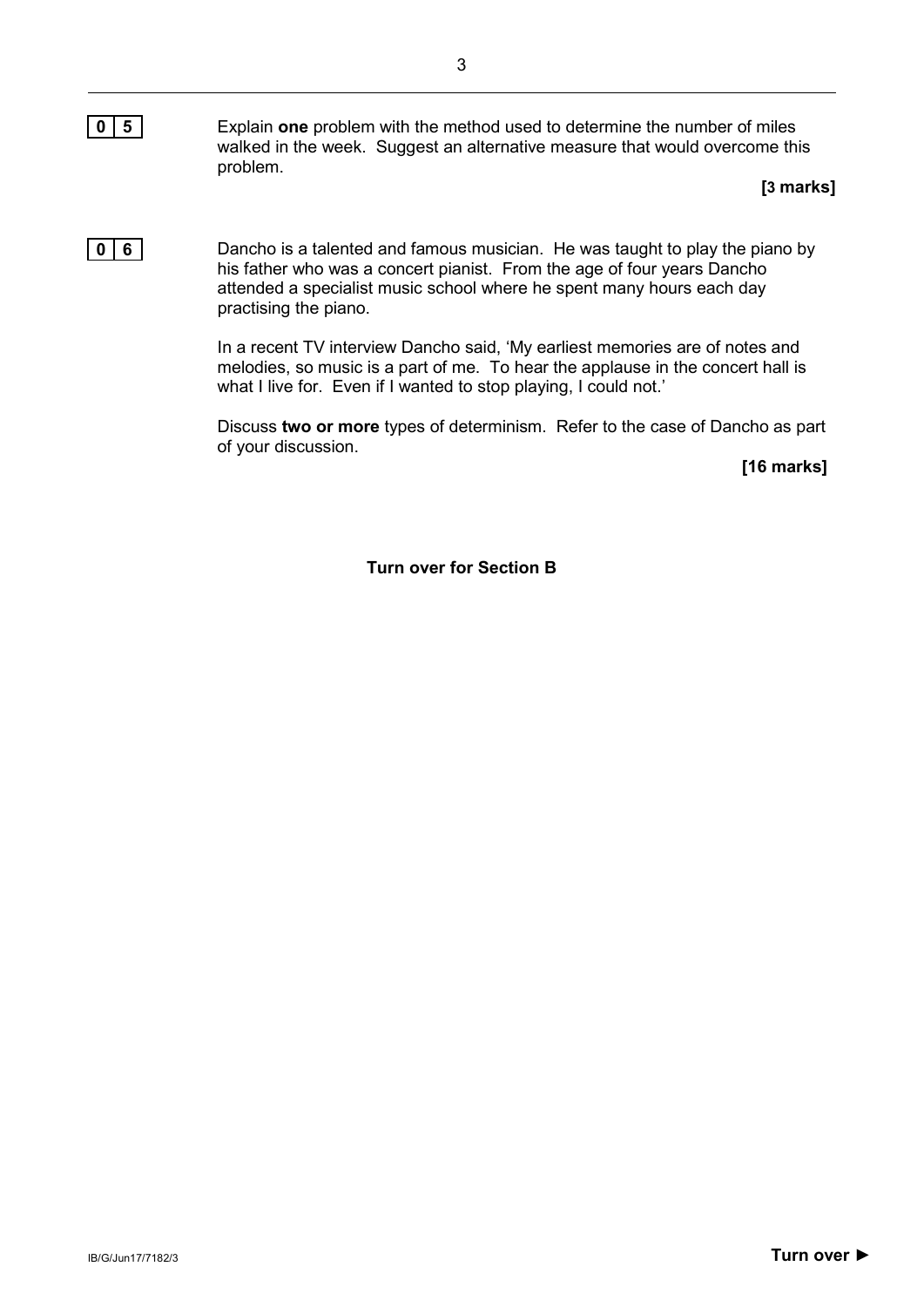**0 5** Explain **one** problem with the method used to determine the number of miles walked in the week. Suggest an alternative measure that would overcome this problem.

**[3 marks]**

**0 6** Dancho is a talented and famous musician. He was taught to play the piano by his father who was a concert pianist. From the age of four years Dancho attended a specialist music school where he spent many hours each day practising the piano.

In a recent TV interview Dancho said, 'My earliest memories are of notes and melodies, so music is a part of me. To hear the applause in the concert hall is what I live for. Even if I wanted to stop playing, I could not.'

Discuss **two or more** types of determinism. Refer to the case of Dancho as part of your discussion.

**[16 marks]**

**Turn over for Section B**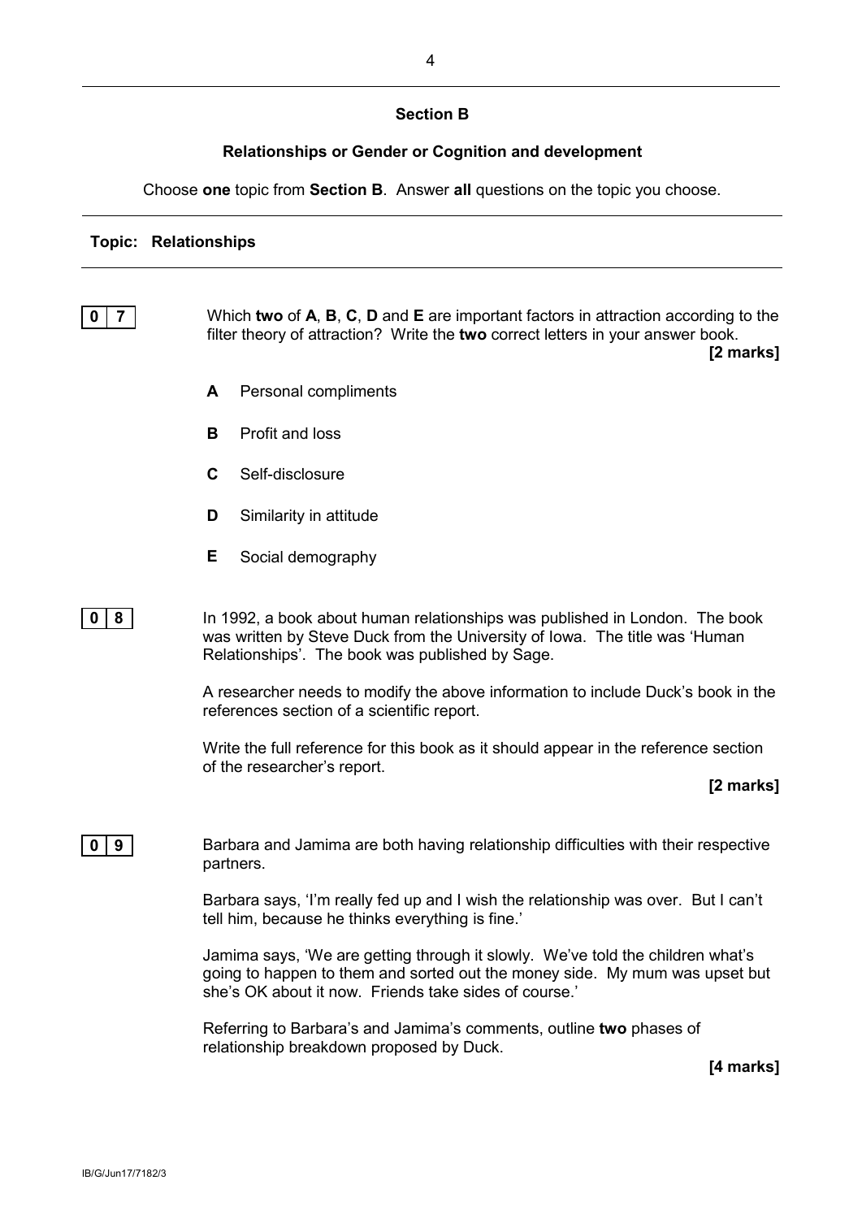## Section B

### Relationships or Gender or Cognition and development

Choose **one** topic from **Section B**. Answer **all** questions on the topic you choose.

---

**Topic: Relationships**

---

**0 7** Which **two** of **A**, **B**, **C**, **D** and **E** are important factors in attraction according to the filter theory of attraction? Write the **two** correct letters in your answer book.

**[2 marks]**

- **A** Personal compliments
- **B** Profit and loss
- **C** Self-disclosure
- **D** Similarity in attitude
- **E** Social demography

**0 8** In 1992, a book about human relationships was published in London. The book was written by Steve Duck from the University of Iowa. The title was 'Human Relationships'. The book was published by Sage.

A researcher needs to modify the above information to include Duck's book in the references section of a scientific report.

Write the full reference for this book as it should appear in the reference section of the researcher's report.

**[2 marks]**

**0 9** Barbara and Jamima are both having relationship difficulties with their respective partners.

Barbara says, 'I'm really fed up and I wish the relationship was over. But I can't tell him, because he thinks everything is fine.'

Jamima says, 'We are getting through it slowly. We've told the children what's going to happen to them and sorted out the money side. My mum was upset but she's OK about it now. Friends take sides of course.'

Referring to Barbara's and Jamima's comments, outline **two** phases of relationship breakdown proposed by Duck.

**[4 marks]**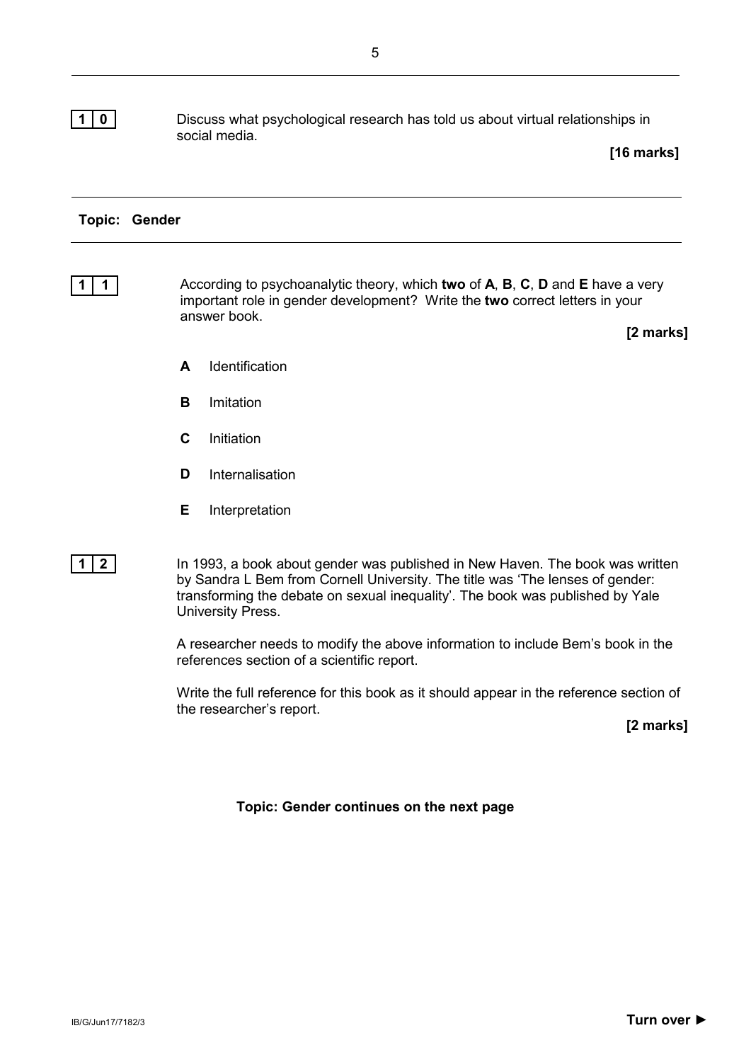**1 0** Discuss what psychological research has told us about virtual relationships in social media.

**[16 marks]**

---

## Topic: Gender

---

**1 1** According to psychoanalytic theory, which **two** of **A**, **B**, **C**, **D** and **E** have a very important role in gender development? Write the **two** correct letters in your answer book.

**[2 marks]**

**A** Identification

**B** Imitation

**C** Initiation

**D** Internalisation

**E** Interpretation

**1 2** In 1993, a book about gender was published in New Haven. The book was written by Sandra L Bem from Cornell University. The title was 'The lenses of gender: transforming the debate on sexual inequality'. The book was published by Yale University Press.

A researcher needs to modify the above information to include Bem's book in the references section of a scientific report.

Write the full reference for this book as it should appear in the reference section of the researcher's report.

**[2 marks]**

**Topic: Gender continues on the next page**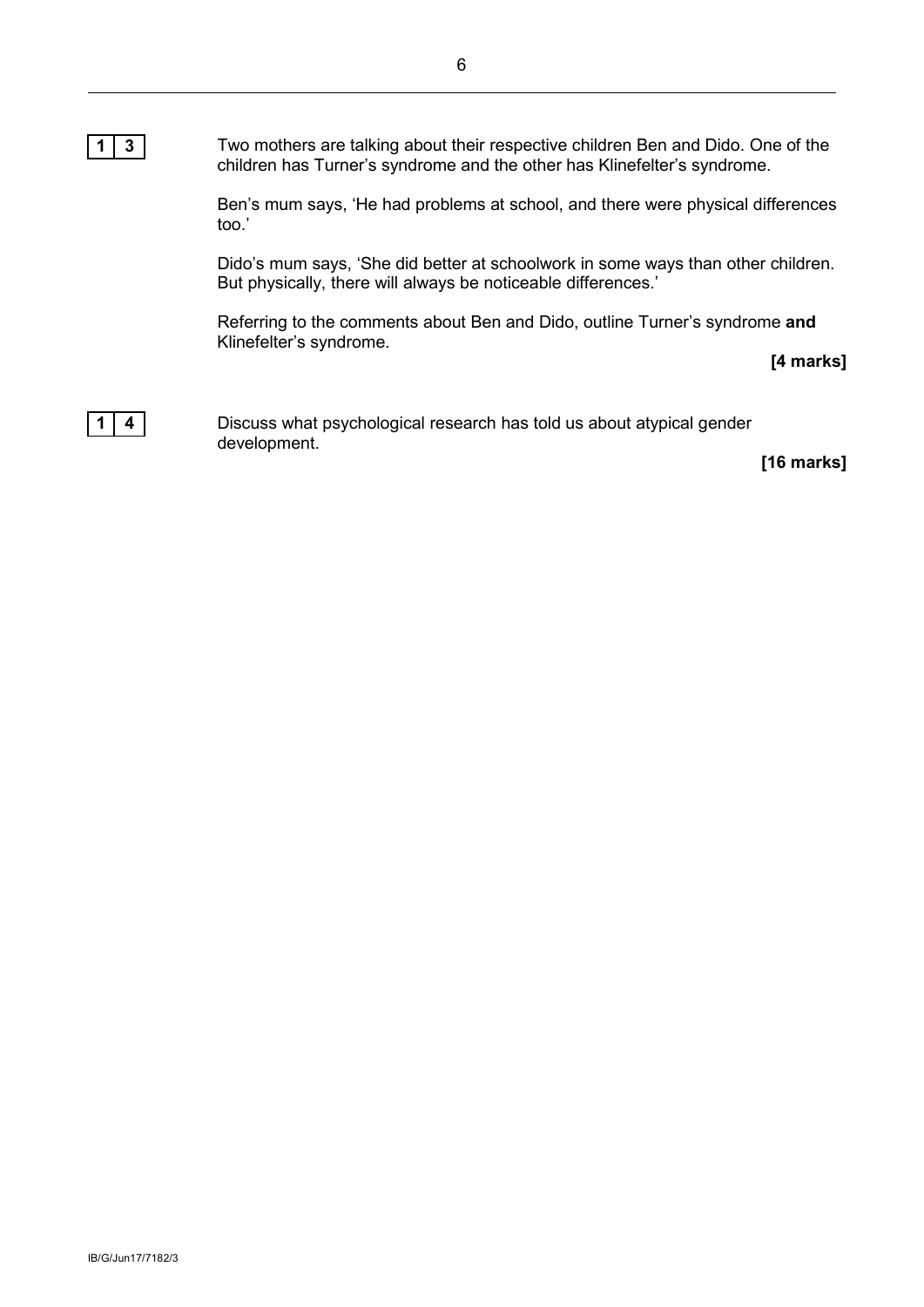**1 3** Two mothers are talking about their respective children Ben and Dido. One of the children has Turner's syndrome and the other has Klinefelter's syndrome.

Ben's mum says, 'He had problems at school, and there were physical differences too.'

Dido's mum says, 'She did better at schoolwork in some ways than other children. But physically, there will always be noticeable differences.'

Referring to the comments about Ben and Dido, outline Turner's syndrome **and** Klinefelter's syndrome.

**[4 marks]**

**1 4** Discuss what psychological research has told us about atypical gender development.

**[16 marks]**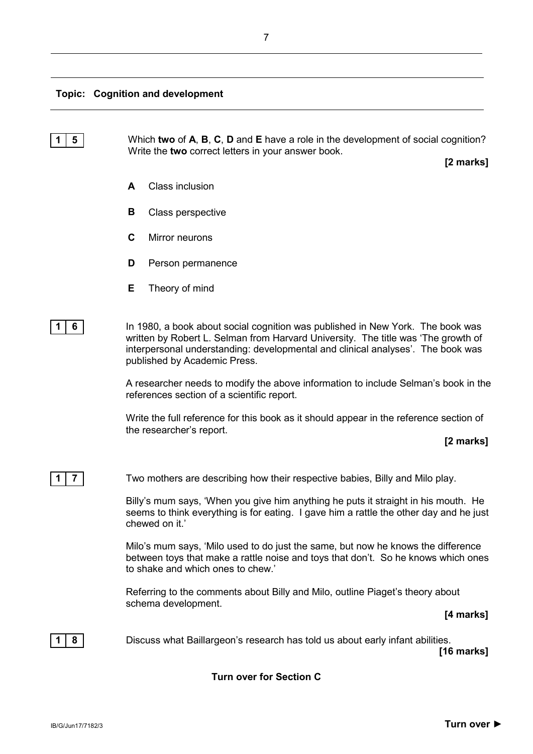**Topic: Cognition and development**

**1 5** Which **two** of **A**, **B**, **C**, **D** and **E** have a role in the development of social cognition? Write the **two** correct letters in your answer book.

**[2 marks]**

- **A** Class inclusion
- **B** Class perspective
- **C** Mirror neurons
- **D** Person permanence
- **E** Theory of mind

**1 6** In 1980, a book about social cognition was published in New York. The book was written by Robert L. Selman from Harvard University. The title was 'The growth of interpersonal understanding: developmental and clinical analyses'. The book was published by Academic Press.

A researcher needs to modify the above information to include Selman's book in the references section of a scientific report.

Write the full reference for this book as it should appear in the reference section of the researcher's report.

**[2 marks]**

**1 7** Two mothers are describing how their respective babies, Billy and Milo play.

Billy's mum says, 'When you give him anything he puts it straight in his mouth. He seems to think everything is for eating. I gave him a rattle the other day and he just chewed on it.'

Milo's mum says, 'Milo used to do just the same, but now he knows the difference between toys that make a rattle noise and toys that don't. So he knows which ones to shake and which ones to chew.'

Referring to the comments about Billy and Milo, outline Piaget's theory about schema development.

**[4 marks]**

**1 8** Discuss what Baillargeon's research has told us about early infant abilities.

**[16 marks]**

**Turn over for Section C**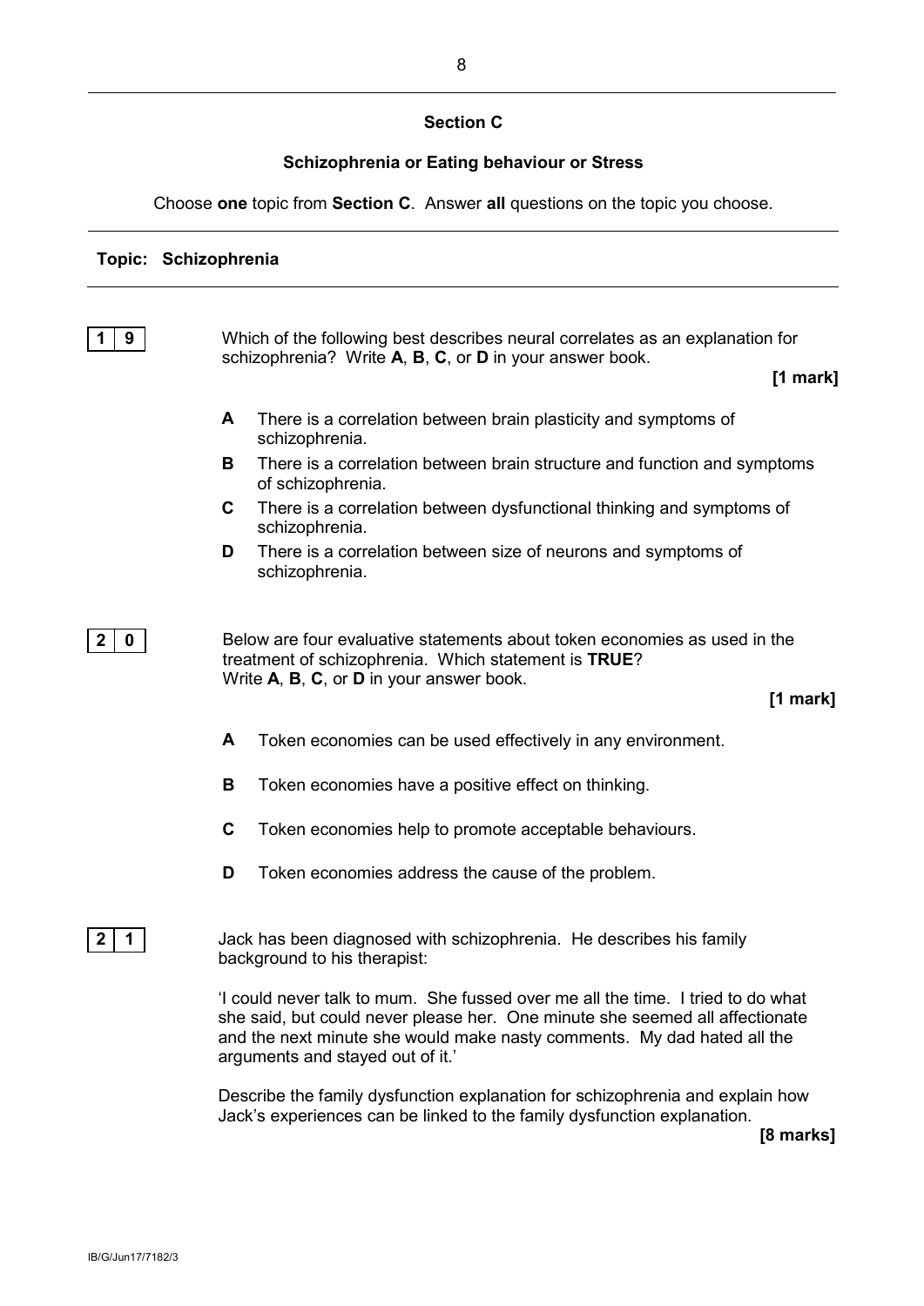## Section C

### Schizophrenia or Eating behaviour or Stress

Choose **one** topic from **Section C**. Answer **all** questions on the topic you choose.

---

**Topic: Schizophrenia**

---

**1 9** Which of the following best describes neural correlates as an explanation for schizophrenia? Write **A**, **B**, **C**, or **D** in your answer book.

**[1 mark]**

- **A** There is a correlation between brain plasticity and symptoms of schizophrenia.
- **B** There is a correlation between brain structure and function and symptoms of schizophrenia.
- **C** There is a correlation between dysfunctional thinking and symptoms of schizophrenia.
- **D** There is a correlation between size of neurons and symptoms of schizophrenia.

**2 0** Below are four evaluative statements about token economies as used in the treatment of schizophrenia. Which statement is **TRUE**?
Write **A**, **B**, **C**, or **D** in your answer book.

**[1 mark]**

- **A** Token economies can be used effectively in any environment.
- **B** Token economies have a positive effect on thinking.
- **C** Token economies help to promote acceptable behaviours.
- **D** Token economies address the cause of the problem.

**2 1** Jack has been diagnosed with schizophrenia. He describes his family background to his therapist:

'I could never talk to mum. She fussed over me all the time. I tried to do what she said, but could never please her. One minute she seemed all affectionate and the next minute she would make nasty comments. My dad hated all the arguments and stayed out of it.'

Describe the family dysfunction explanation for schizophrenia and explain how Jack's experiences can be linked to the family dysfunction explanation.

**[8 marks]**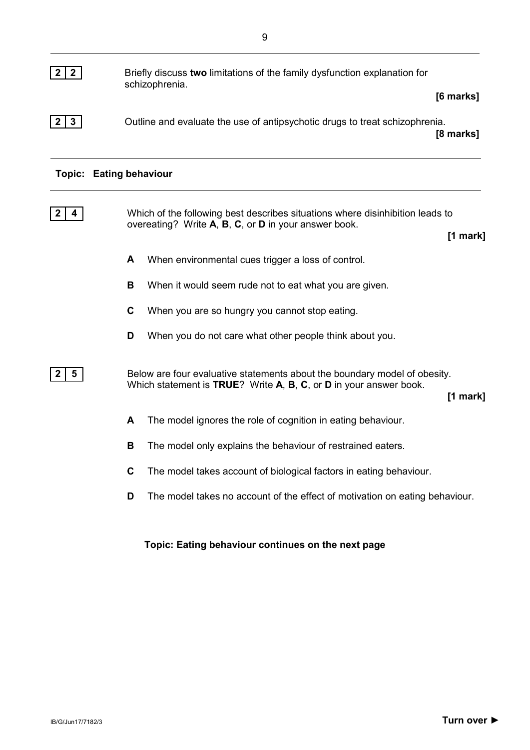**2 2** Briefly discuss **two** limitations of the family dysfunction explanation for schizophrenia.

**[6 marks]**

**2 3** Outline and evaluate the use of antipsychotic drugs to treat schizophrenia.

**[8 marks]**

---

## Topic: Eating behaviour

---

**2 4** Which of the following best describes situations where disinhibition leads to overeating? Write **A**, **B**, **C**, or **D** in your answer book.

**[1 mark]**

**A** When environmental cues trigger a loss of control.

**B** When it would seem rude not to eat what you are given.

**C** When you are so hungry you cannot stop eating.

**D** When you do not care what other people think about you.

**2 5** Below are four evaluative statements about the boundary model of obesity. Which statement is **TRUE**? Write **A**, **B**, **C**, or **D** in your answer book.

**[1 mark]**

**A** The model ignores the role of cognition in eating behaviour.

**B** The model only explains the behaviour of restrained eaters.

**C** The model takes account of biological factors in eating behaviour.

**D** The model takes no account of the effect of motivation on eating behaviour.

**Topic: Eating behaviour continues on the next page**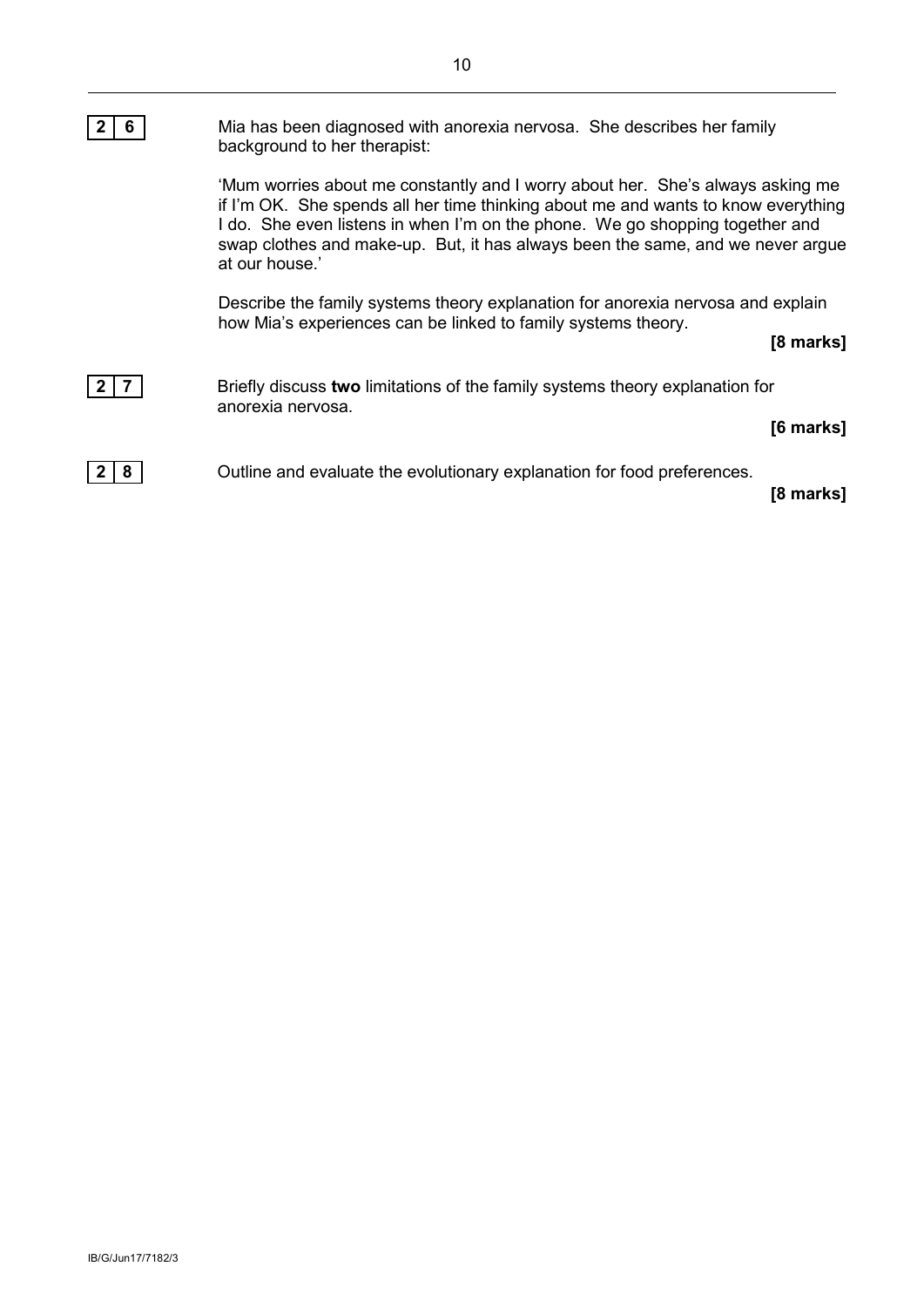**2 6** Mia has been diagnosed with anorexia nervosa. She describes her family background to her therapist:

'Mum worries about me constantly and I worry about her. She's always asking me if I'm OK. She spends all her time thinking about me and wants to know everything I do. She even listens in when I'm on the phone. We go shopping together and swap clothes and make-up. But, it has always been the same, and we never argue at our house.'

Describe the family systems theory explanation for anorexia nervosa and explain how Mia's experiences can be linked to family systems theory.

**[8 marks]**

**2 7** Briefly discuss **two** limitations of the family systems theory explanation for anorexia nervosa.

**[6 marks]**

**2 8** Outline and evaluate the evolutionary explanation for food preferences.

**[8 marks]**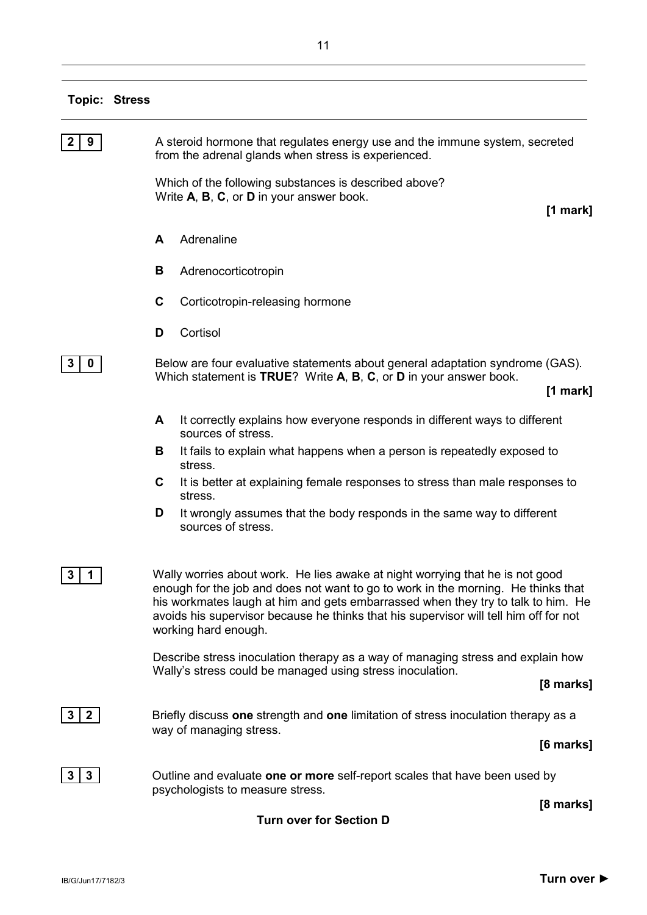**Topic: Stress**

**2 9** A steroid hormone that regulates energy use and the immune system, secreted from the adrenal glands when stress is experienced.

Which of the following substances is described above?
Write **A**, **B**, **C**, or **D** in your answer book.

**[1 mark]**

**A** Adrenaline

**B** Adrenocorticotropin

**C** Corticotropin-releasing hormone

**D** Cortisol

**3 0** Below are four evaluative statements about general adaptation syndrome (GAS). Which statement is **TRUE**? Write **A**, **B**, **C**, or **D** in your answer book.

**[1 mark]**

**A** It correctly explains how everyone responds in different ways to different sources of stress.

**B** It fails to explain what happens when a person is repeatedly exposed to stress.

**C** It is better at explaining female responses to stress than male responses to stress.

**D** It wrongly assumes that the body responds in the same way to different sources of stress.

**3 1** Wally worries about work. He lies awake at night worrying that he is not good enough for the job and does not want to go to work in the morning. He thinks that his workmates laugh at him and gets embarrassed when they try to talk to him. He avoids his supervisor because he thinks that his supervisor will tell him off for not working hard enough.

Describe stress inoculation therapy as a way of managing stress and explain how Wally's stress could be managed using stress inoculation.

**[8 marks]**

**3 2** Briefly discuss **one** strength and **one** limitation of stress inoculation therapy as a way of managing stress.

**[6 marks]**

**3 3** Outline and evaluate **one or more** self-report scales that have been used by psychologists to measure stress.

**[8 marks]**

**Turn over for Section D**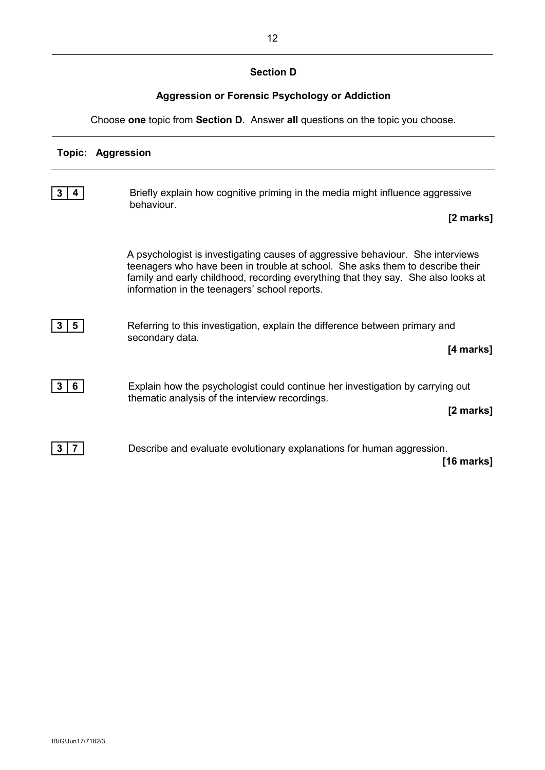## Section D

### Aggression or Forensic Psychology or Addiction

Choose **one** topic from **Section D**. Answer **all** questions on the topic you choose.

---

**Topic: Aggression**

---

**3 4** Briefly explain how cognitive priming in the media might influence aggressive behaviour.

**[2 marks]**

A psychologist is investigating causes of aggressive behaviour. She interviews teenagers who have been in trouble at school. She asks them to describe their family and early childhood, recording everything that they say. She also looks at information in the teenagers' school reports.

**3 5** Referring to this investigation, explain the difference between primary and secondary data.

**[4 marks]**

**3 6** Explain how the psychologist could continue her investigation by carrying out thematic analysis of the interview recordings.

**[2 marks]**

**3 7** Describe and evaluate evolutionary explanations for human aggression.

**[16 marks]**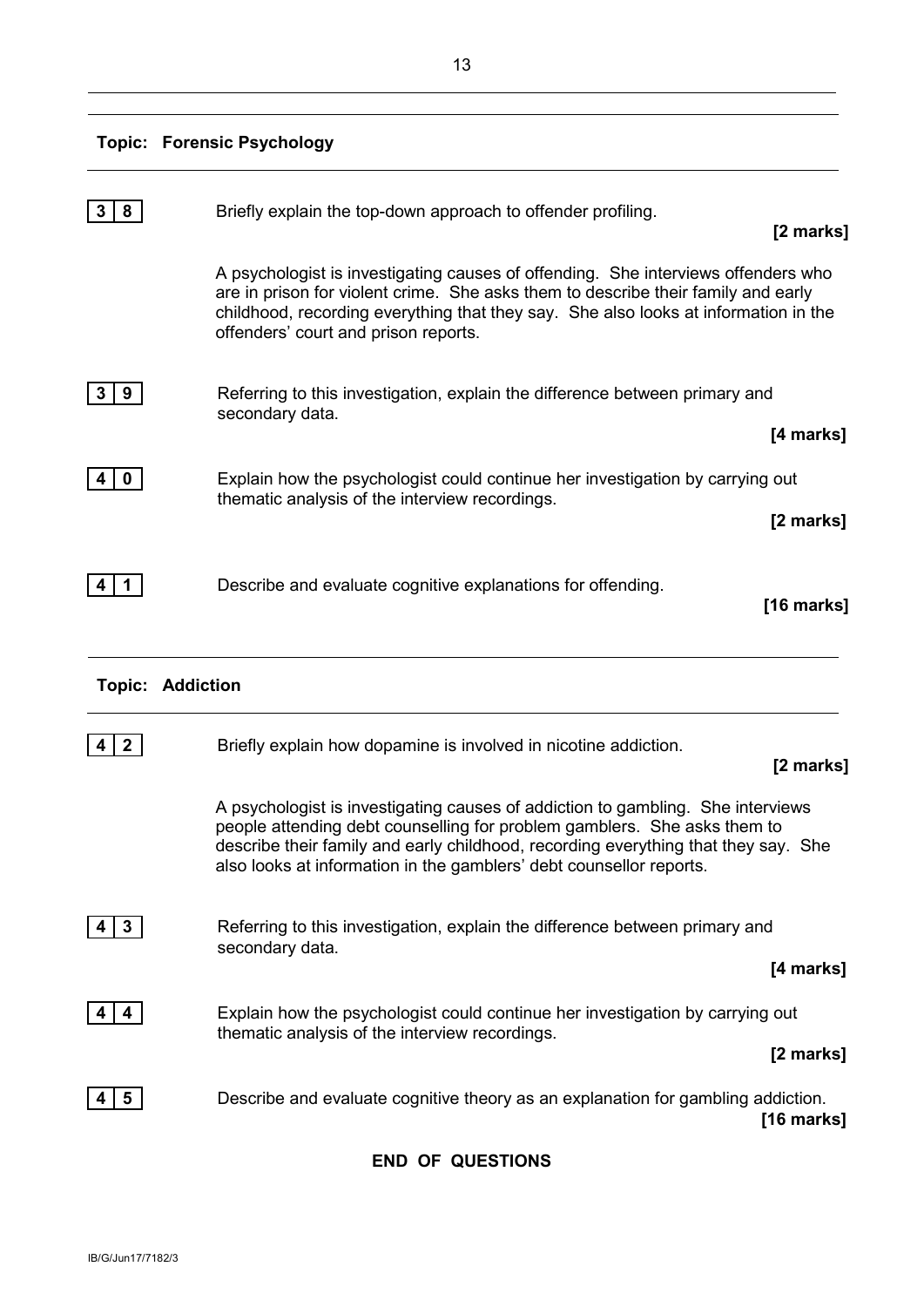## Topic: Forensic Psychology

**3 8** Briefly explain the top-down approach to offender profiling.

**[2 marks]**

A psychologist is investigating causes of offending. She interviews offenders who are in prison for violent crime. She asks them to describe their family and early childhood, recording everything that they say. She also looks at information in the offenders' court and prison reports.

**3 9** Referring to this investigation, explain the difference between primary and secondary data.

**[4 marks]**

**4 0** Explain how the psychologist could continue her investigation by carrying out thematic analysis of the interview recordings.

**[2 marks]**

**4 1** Describe and evaluate cognitive explanations for offending.

**[16 marks]**

## Topic: Addiction

**4 2** Briefly explain how dopamine is involved in nicotine addiction.

**[2 marks]**

A psychologist is investigating causes of addiction to gambling. She interviews people attending debt counselling for problem gamblers. She asks them to describe their family and early childhood, recording everything that they say. She also looks at information in the gamblers' debt counsellor reports.

**4 3** Referring to this investigation, explain the difference between primary and secondary data.

**[4 marks]**

**4 4** Explain how the psychologist could continue her investigation by carrying out thematic analysis of the interview recordings.

**[2 marks]**

**4 5** Describe and evaluate cognitive theory as an explanation for gambling addiction.

**[16 marks]**

**END OF QUESTIONS**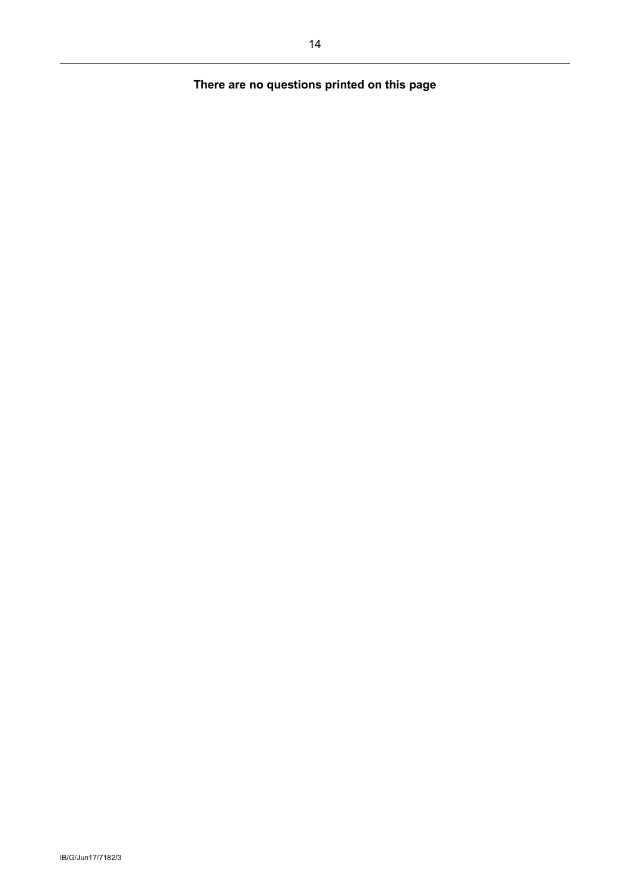**There are no questions printed on this page**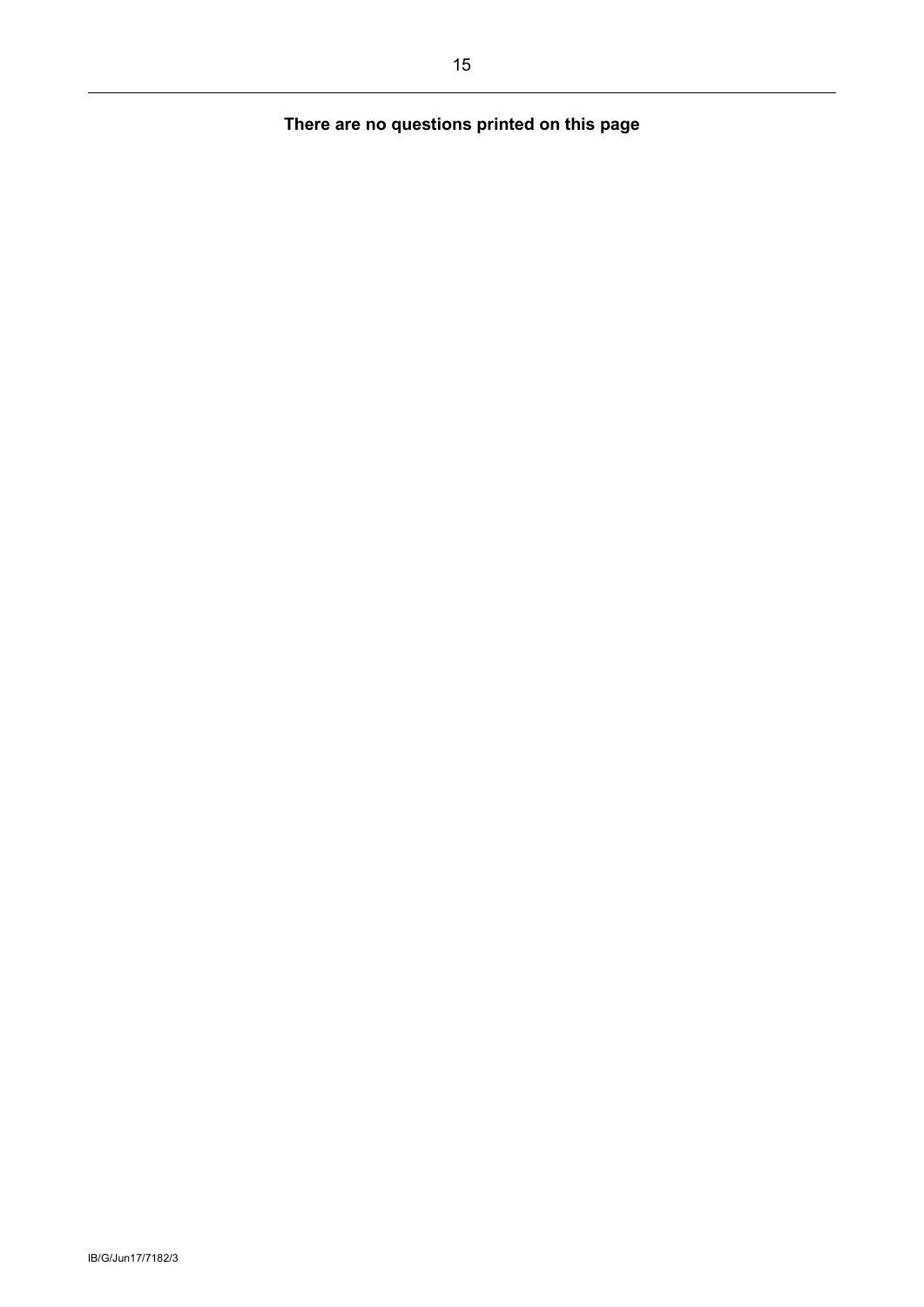**There are no questions printed on this page**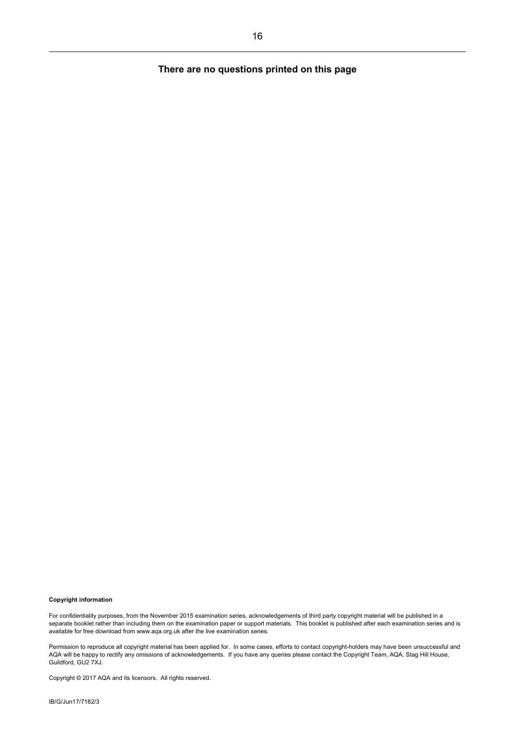**There are no questions printed on this page**

**Copyright information**

For confidentiality purposes, from the November 2015 examination series, acknowledgements of third party copyright material will be published in a separate booklet rather than including them on the examination paper or support materials. This booklet is published after each examination series and is available for free download from www.aqa.org.uk after the live examination series.

Permission to reproduce all copyright material has been applied for. In some cases, efforts to contact copyright-holders may have been unsuccessful and AQA will be happy to rectify any omissions of acknowledgements. If you have any queries please contact the Copyright Team, AQA, Stag Hill House, Guildford, GU2 7XJ.

Copyright © 2017 AQA and its licensors. All rights reserved.

IB/G/Jun17/7182/3